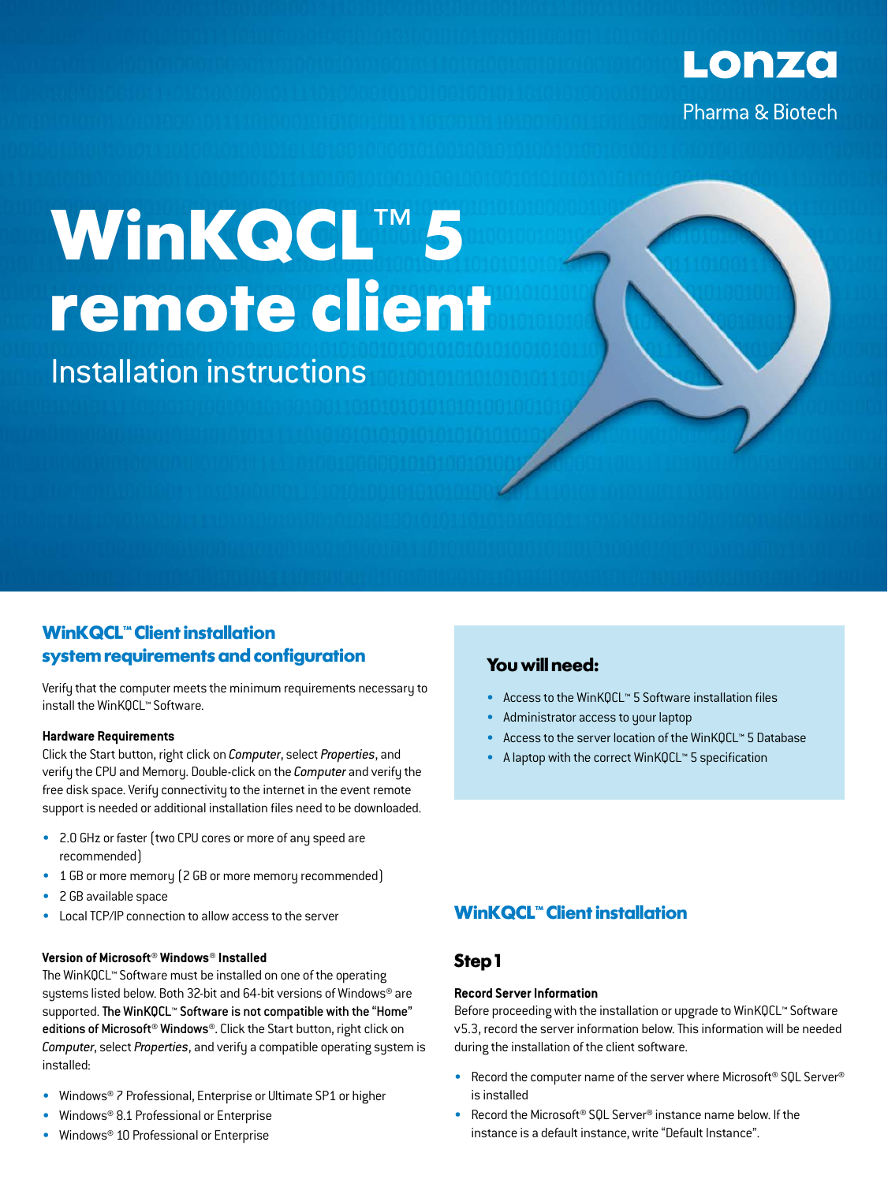Lonza

Pharma & Biotech

# WinKQCL™ 5 remote client

Installation instructions

## WinKQCL™ Client installation system requirements and configuration

Verify that the computer meets the minimum requirements necessary to install the WinKQCL™ Software.

### Hardware Requirements

Click the Start button, right click on *Computer*, select *Properties*, and verify the CPU and Memory. Double-click on the *Computer* and verify the free disk space. Verify connectivity to the internet in the event remote support is needed or additional installation files need to be downloaded.

- 2.0 GHz or faster (two CPU cores or more of any speed are recommended)
- 1 GB or more memory (2 GB or more memory recommended)
- 2 GB available space
- Local TCP/IP connection to allow access to the server

### Version of Microsoft® Windows® Installed

The WinKQCL™ Software must be installed on one of the operating systems listed below. Both 32-bit and 64-bit versions of Windows® are supported. **The WinKQCL™ Software is not compatible with the "Home" editions of Microsoft® Windows®**. Click the Start button, right click on *Computer*, select *Properties*, and verify a compatible operating system is installed:

- Windows® 7 Professional, Enterprise or Ultimate SP1 or higher
- Windows® 8.1 Professional or Enterprise
- Windows® 10 Professional or Enterprise

### You will need:

- Access to the WinKQCL™ 5 Software installation files
- Administrator access to your laptop
- Access to the server location of the WinKQCL™ 5 Database
- A laptop with the correct WinKQCL™ 5 specification

## WinKQCL™ Client installation

### Step 1

#### Record Server Information

Before proceeding with the installation or upgrade to WinKQCL™ Software v5.3, record the server information below. This information will be needed during the installation of the client software.

- Record the computer name of the server where Microsoft® SQL Server® is installed
- Record the Microsoft® SQL Server® instance name below. If the instance is a default instance, write "Default Instance".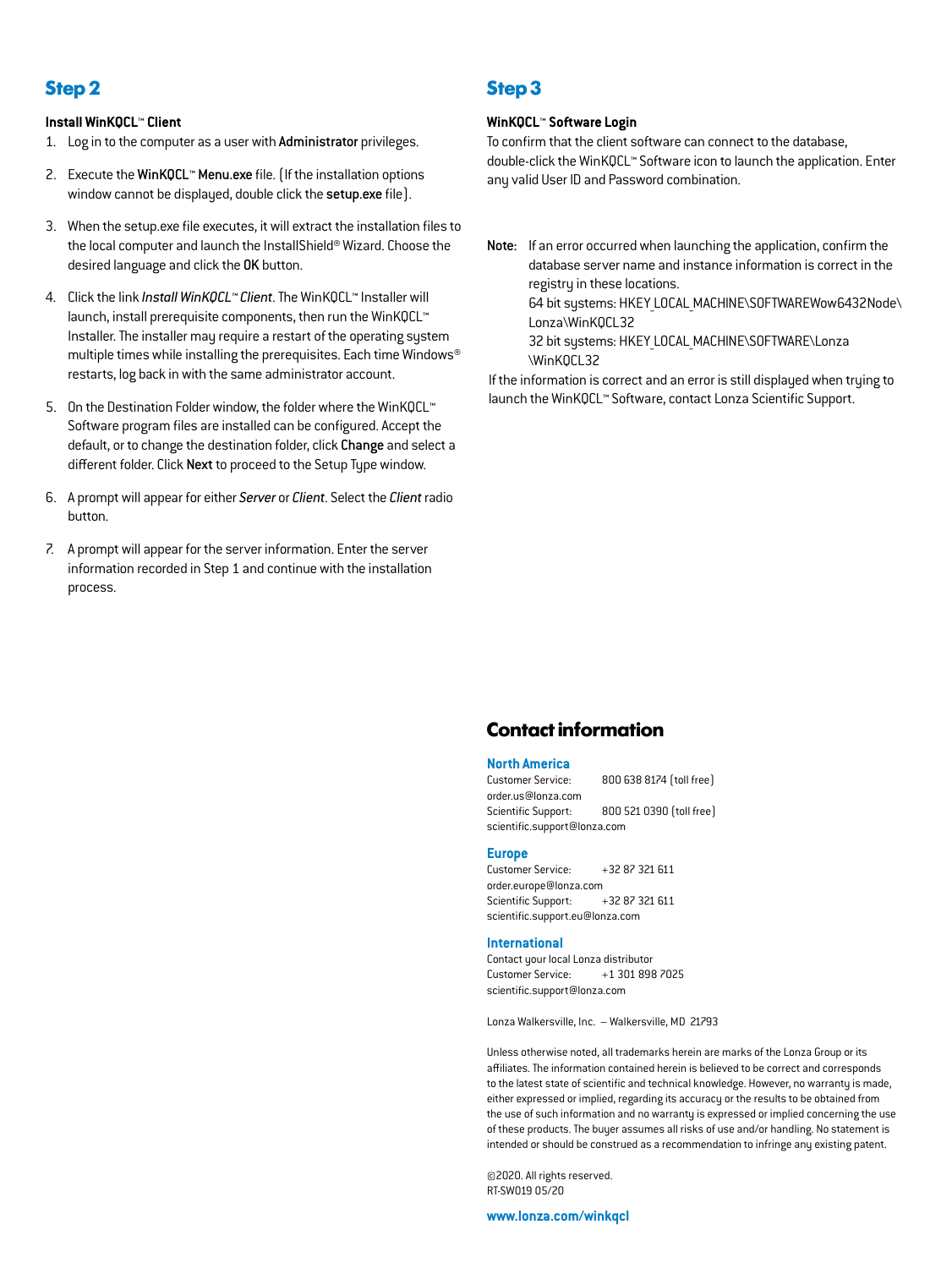## Step 2

**Install WinKQCL™ Client**

1. Log in to the computer as a user with **Administrator** privileges.
2. Execute the **WinKQCL™ Menu.exe** file. (If the installation options window cannot be displayed, double click the **setup.exe** file).
3. When the setup.exe file executes, it will extract the installation files to the local computer and launch the InstallShield® Wizard. Choose the desired language and click the **OK** button.
4. Click the link *Install WinKQCL™ Client*. The WinKQCL™ Installer will launch, install prerequisite components, then run the WinKQCL™ Installer. The installer may require a restart of the operating system multiple times while installing the prerequisites. Each time Windows® restarts, log back in with the same administrator account.
5. On the Destination Folder window, the folder where the WinKQCL™ Software program files are installed can be configured. Accept the default, or to change the destination folder, click **Change** and select a different folder. Click **Next** to proceed to the Setup Type window.
6. A prompt will appear for either *Server* or *Client*. Select the *Client* radio button.
7. A prompt will appear for the server information. Enter the server information recorded in Step 1 and continue with the installation process.

## Step 3

**WinKQCL™ Software Login**

To confirm that the client software can connect to the database, double-click the WinKQCL™ Software icon to launch the application. Enter any valid User ID and Password combination.

**Note:** If an error occurred when launching the application, confirm the database server name and instance information is correct in the registry in these locations.
64 bit systems: HKEY_LOCAL_MACHINE\SOFTWAREWow6432Node\Lonza\WinKQCL32
32 bit systems: HKEY_LOCAL_MACHINE\SOFTWARE\Lonza\WinKQCL32

If the information is correct and an error is still displayed when trying to launch the WinKQCL™ Software, contact Lonza Scientific Support.

## Contact information

### North America

Customer Service: 800 638 8174 (toll free)
order.us@lonza.com
Scientific Support: 800 521 0390 (toll free)
scientific.support@lonza.com

### Europe

Customer Service: +32 87 321 611
order.europe@lonza.com
Scientific Support: +32 87 321 611
scientific.support.eu@lonza.com

### International

Contact your local Lonza distributor
Customer Service: +1 301 898 7025
scientific.support@lonza.com

Lonza Walkersville, Inc. – Walkersville, MD 21793

Unless otherwise noted, all trademarks herein are marks of the Lonza Group or its affiliates. The information contained herein is believed to be correct and corresponds to the latest state of scientific and technical knowledge. However, no warranty is made, either expressed or implied, regarding its accuracy or the results to be obtained from the use of such information and no warranty is expressed or implied concerning the use of these products. The buyer assumes all risks of use and/or handling. No statement is intended or should be construed as a recommendation to infringe any existing patent.

©2020. All rights reserved.
RT-SW019 05/20

**www.lonza.com/winkqcl**